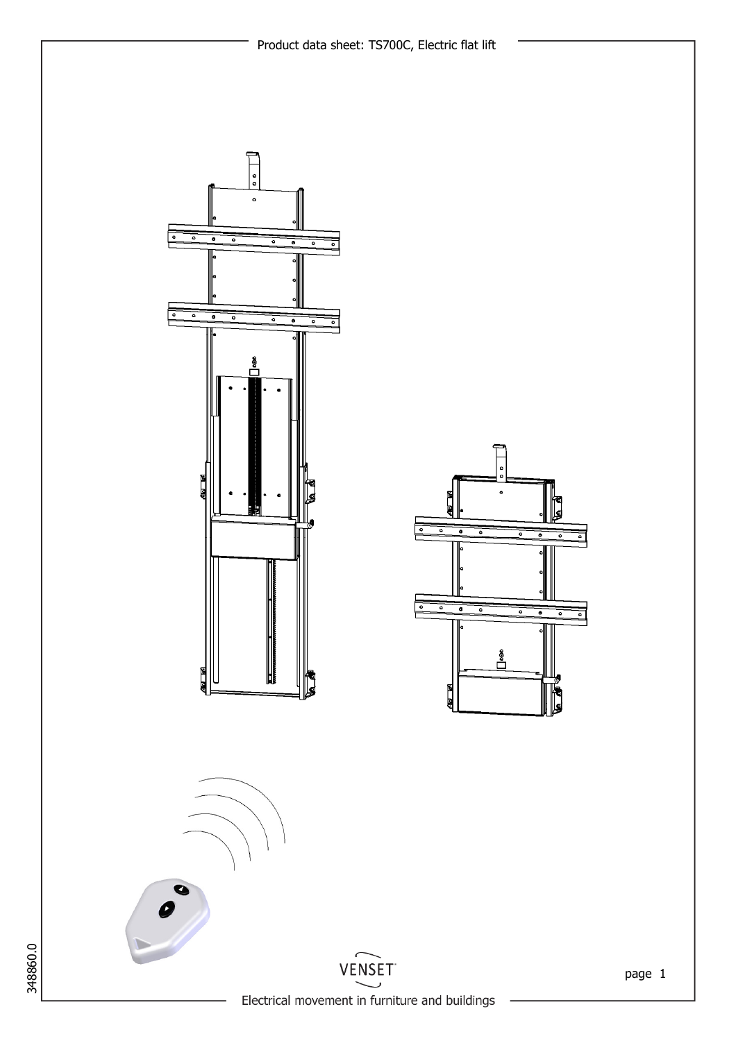# Product data sheet: TS700C, Electric flat lift

348860.0

VENSET

Electrical movement in furniture and buildings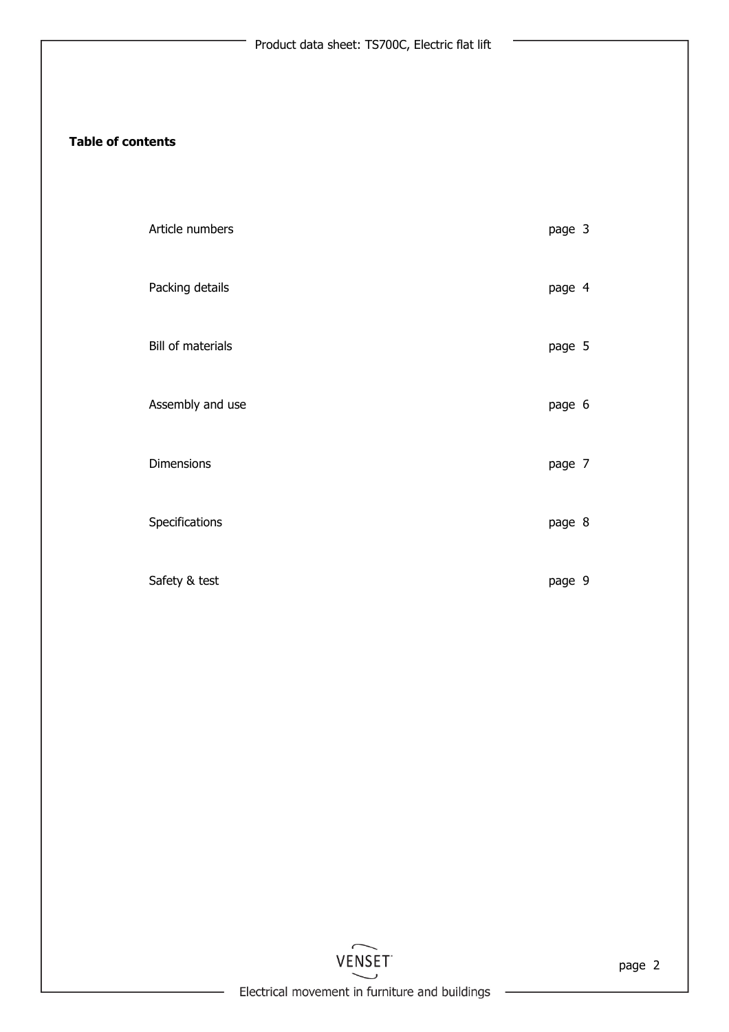**Table of contents**

| | |
|---|---|
| Article numbers | page 3 |
| Packing details | page 4 |
| Bill of materials | page 5 |
| Assembly and use | page 6 |
| Dimensions | page 7 |
| Specifications | page 8 |
| Safety & test | page 9 |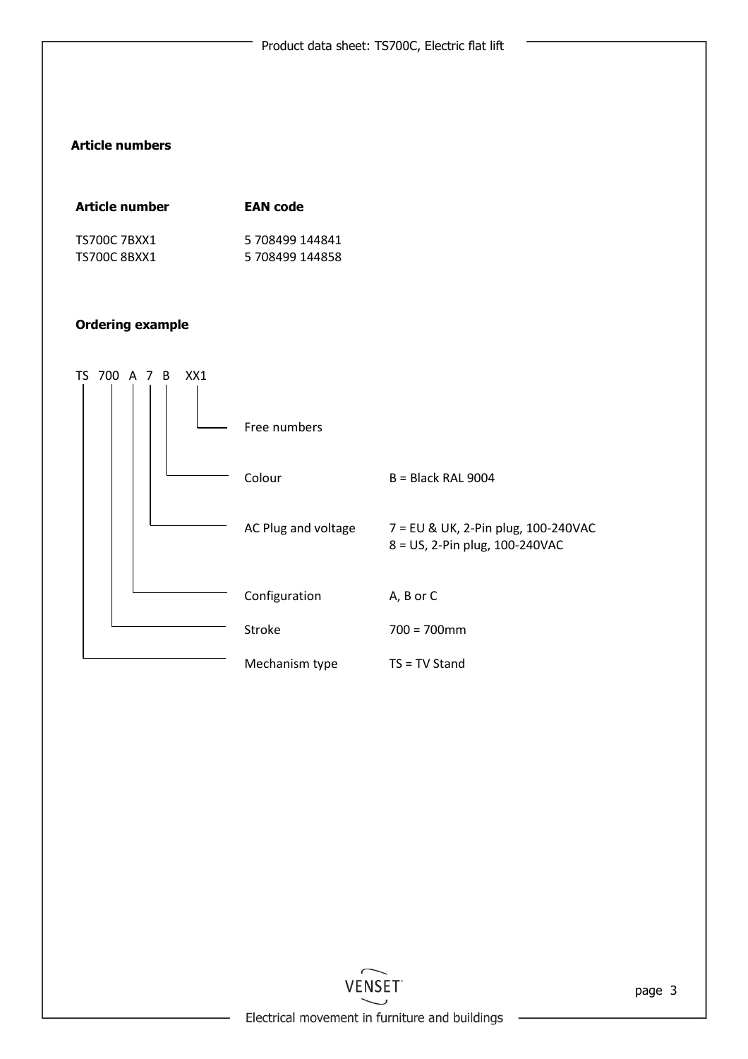## Article numbers

| Article number | EAN code |
|---|---|
| TS700C 7BXX1 | 5 708499 144841 |
| TS700C 8BXX1 | 5 708499 144858 |

## Ordering example

TS 700 A 7 B XX1

| Position | Description | Options |
|---|---|---|
| XX1 | Free numbers | |
| B | Colour | B = Black RAL 9004 |
| 7 | AC Plug and voltage | 7 = EU & UK, 2-Pin plug, 100-240VAC<br>8 = US, 2-Pin plug, 100-240VAC |
| A | Configuration | A, B or C |
| 700 | Stroke | 700 = 700mm |
| TS | Mechanism type | TS = TV Stand |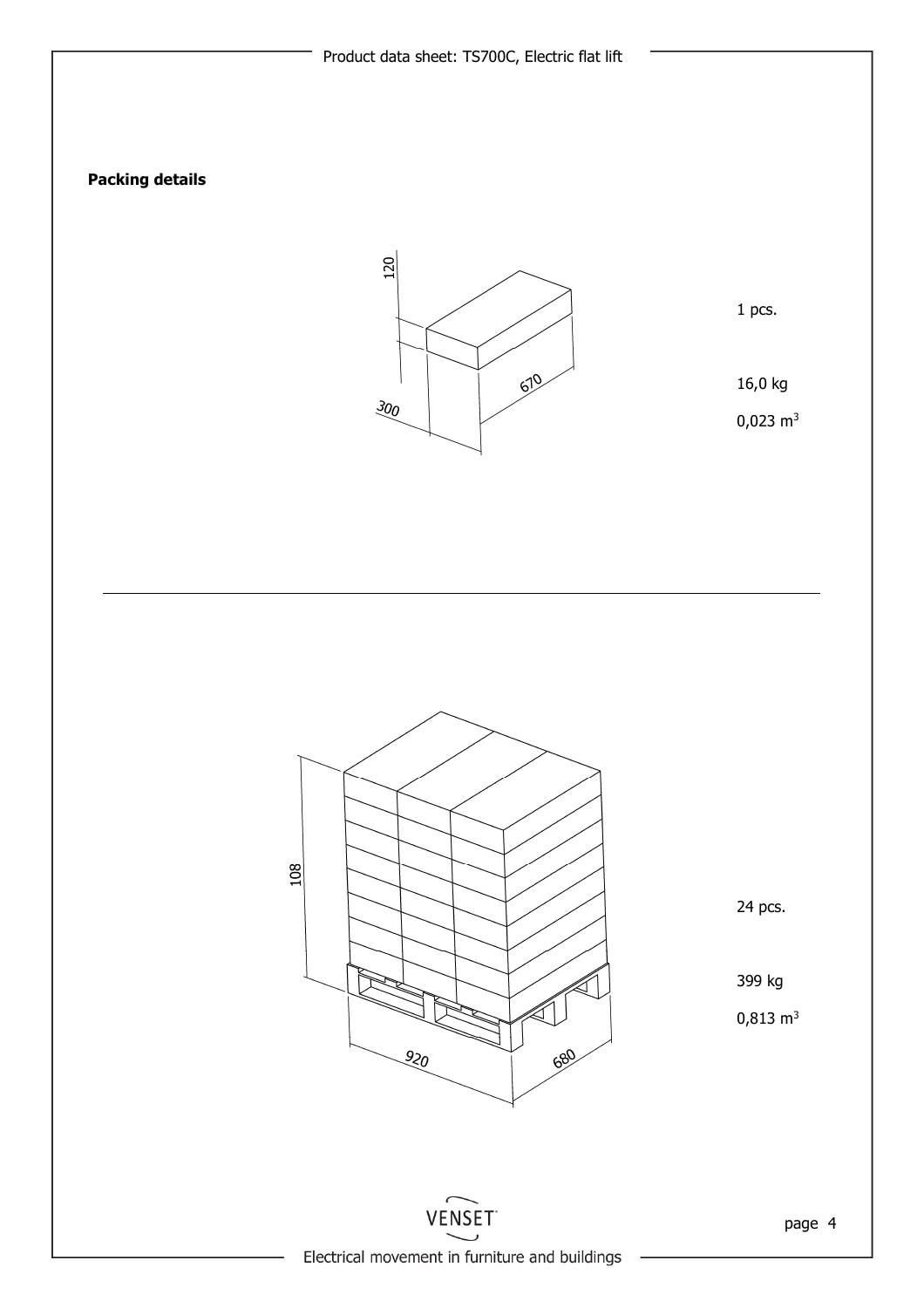**Packing details**

120

300

670

1 pcs.

16,0 kg

0,023 m³

---

108

920

680

24 pcs.

399 kg

0,813 m³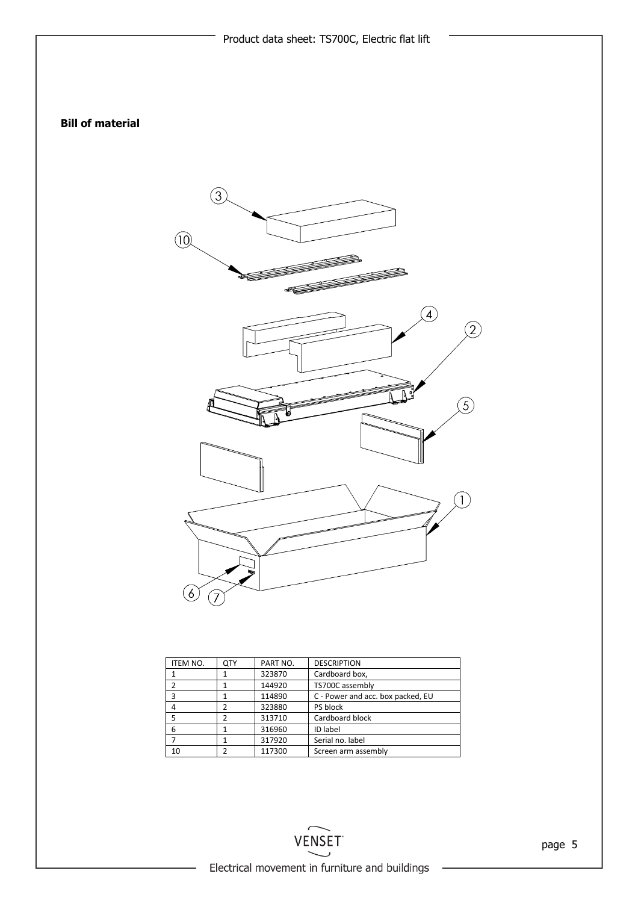**Bill of material**

| ITEM NO. | QTY | PART NO. | DESCRIPTION |
|---|---|---|---|
| 1 | 1 | 323870 | Cardboard box, |
| 2 | 1 | 144920 | TS700C assembly |
| 3 | 1 | 114890 | C - Power and acc. box packed, EU |
| 4 | 2 | 323880 | PS block |
| 5 | 2 | 313710 | Cardboard block |
| 6 | 1 | 316960 | ID label |
| 7 | 1 | 317920 | Serial no. label |
| 10 | 2 | 117300 | Screen arm assembly |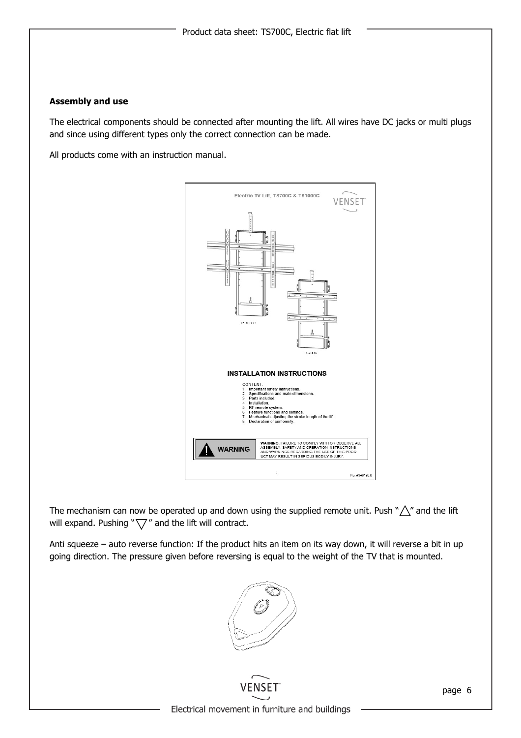**Assembly and use**

The electrical components should be connected after mounting the lift. All wires have DC jacks or multi plugs and since using different types only the correct connection can be made.

All products come with an instruction manual.

The mechanism can now be operated up and down using the supplied remote unit. Push "△" and the lift will expand. Pushing "▽" and the lift will contract.

Anti squeeze – auto reverse function: If the product hits an item on its way down, it will reverse a bit in up going direction. The pressure given before reversing is equal to the weight of the TV that is mounted.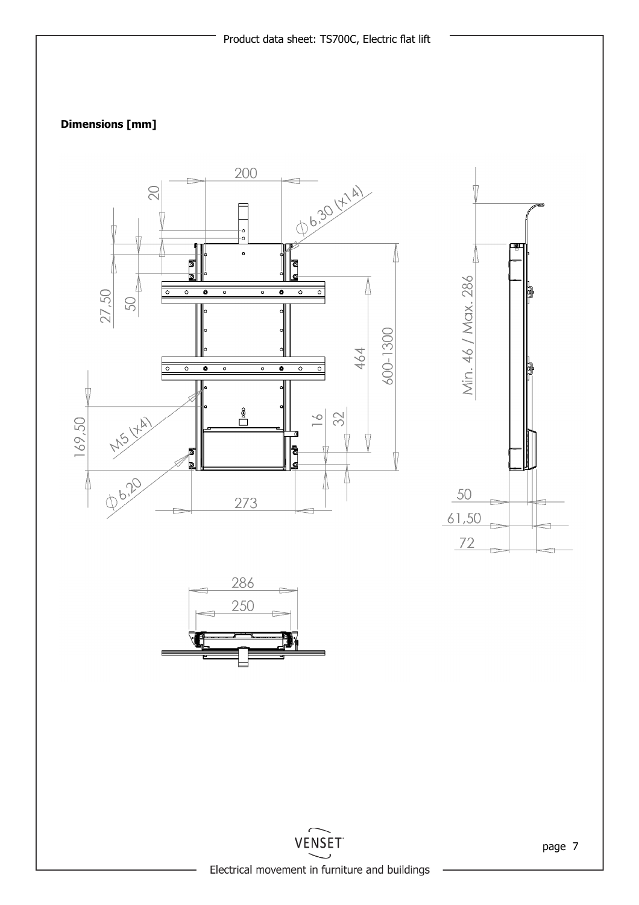**Dimensions [mm]**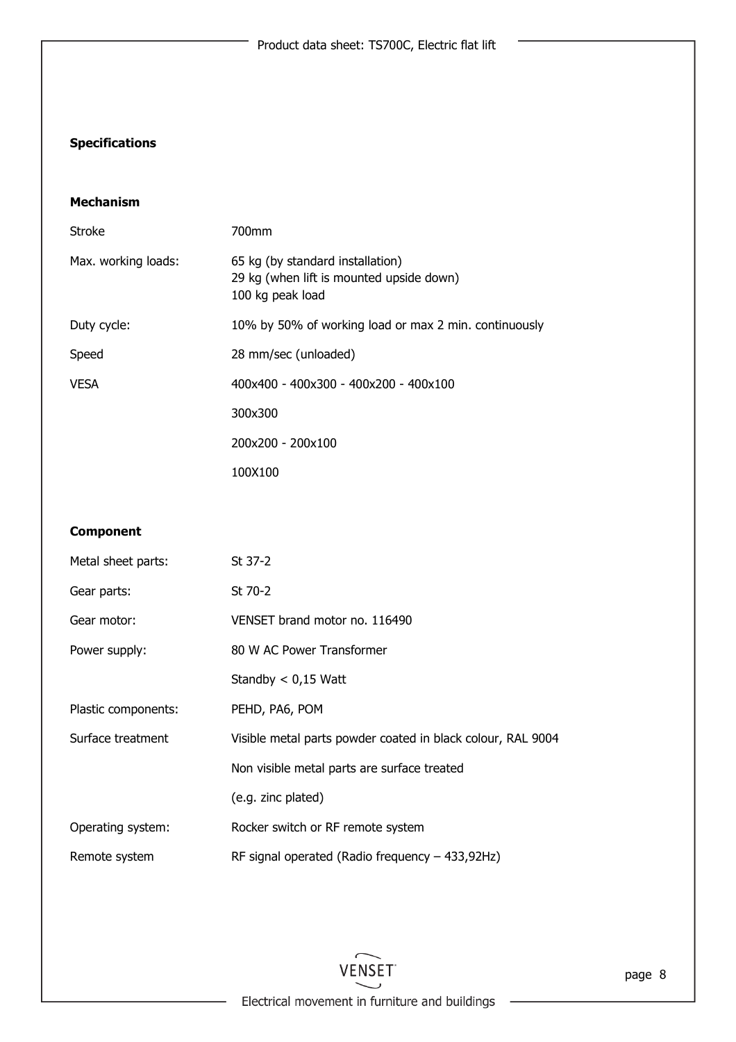## Specifications

### Mechanism

| | |
|---|---|
| Stroke | 700mm |
| Max. working loads: | 65 kg (by standard installation)<br>29 kg (when lift is mounted upside down)<br>100 kg peak load |
| Duty cycle: | 10% by 50% of working load or max 2 min. continuously |
| Speed | 28 mm/sec (unloaded) |
| VESA | 400x400 - 400x300 - 400x200 - 400x100 |
| | 300x300 |
| | 200x200 - 200x100 |
| | 100X100 |

### Component

| | |
|---|---|
| Metal sheet parts: | St 37-2 |
| Gear parts: | St 70-2 |
| Gear motor: | VENSET brand motor no. 116490 |
| Power supply: | 80 W AC Power Transformer |
| | Standby < 0,15 Watt |
| Plastic components: | PEHD, PA6, POM |
| Surface treatment | Visible metal parts powder coated in black colour, RAL 9004 |
| | Non visible metal parts are surface treated |
| | (e.g. zinc plated) |
| Operating system: | Rocker switch or RF remote system |
| Remote system | RF signal operated (Radio frequency – 433,92Hz) |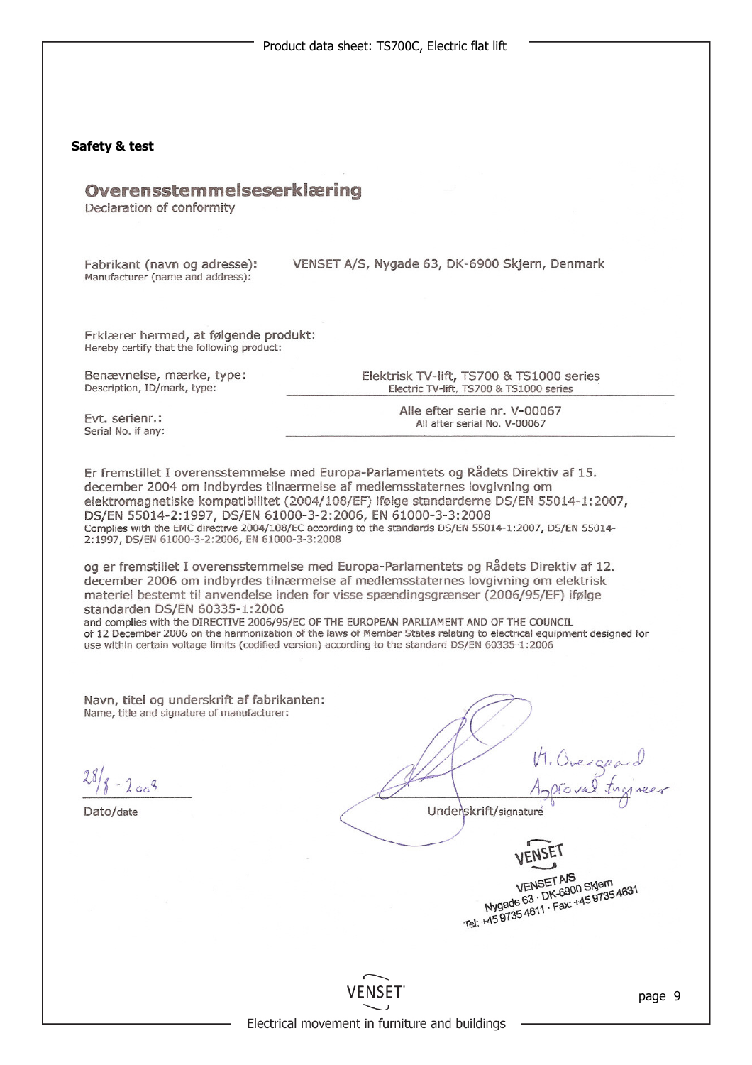**Safety & test**

## Overensstemmelseserklæring

Declaration of conformity

Fabrikant (navn og adresse):
Manufacturer (name and address): VENSET A/S, Nygade 63, DK-6900 Skjern, Denmark

Erklærer hermed, at følgende produkt:
Hereby certify that the following product:

| | |
|---|---|
| Benævnelse, mærke, type:<br>Description, ID/mark, type: | Elektrisk TV-lift, TS700 & TS1000 series<br>Electric TV-lift, TS700 & TS1000 series |
| Evt. serienr.:<br>Serial No. if any: | Alle efter serie nr. V-00067<br>All after serial No. V-00067 |

Er fremstillet I overensstemmelse med Europa-Parlamentets og Rådets Direktiv af 15. december 2004 om indbyrdes tilnærmelse af medlemsstaternes lovgivning om elektromagnetiske kompatibilitet (2004/108/EF) ifølge standarderne DS/EN 55014-1:2007, DS/EN 55014-2:1997, DS/EN 61000-3-2:2006, EN 61000-3-3:2008
Complies with the EMC directive 2004/108/EC according to the standards DS/EN 55014-1:2007, DS/EN 55014-2:1997, DS/EN 61000-3-2:2006, EN 61000-3-3:2008

og er fremstillet I overensstemmelse med Europa-Parlamentets og Rådets Direktiv af 12. december 2006 om indbyrdes tilnærmelse af medlemsstaternes lovgivning om elektrisk materiel bestemt til anvendelse inden for visse spændingsgrænser (2006/95/EF) ifølge standarden DS/EN 60335-1:2006
and complies with the DIRECTIVE 2006/95/EC OF THE EUROPEAN PARLIAMENT AND OF THE COUNCIL of 12 December 2006 on the harmonization of the laws of Member States relating to electrical equipment designed for use within certain voltage limits (codified version) according to the standard DS/EN 60335-1:2006

Navn, titel og underskrift af fabrikanten:
Name, title and signature of manufacturer:

28/8 - 2008

Dato/date

M. Overgaard
Approval Engineer

Underskrift/signature

VENSET
VENSET A/S
Nygade 63 · DK-6900 Skjern
Tel: +45 9735 4611 · Fax: +45 9735 4631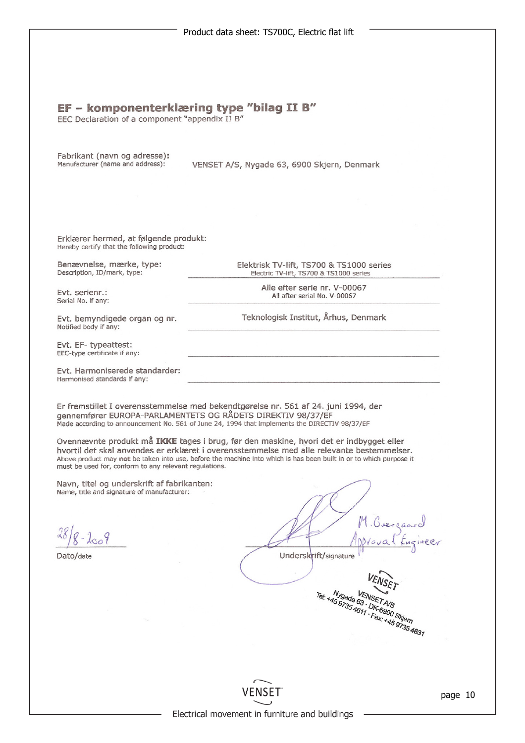# EF – komponenterklæring type "bilag II B"

EEC Declaration of a component "appendix II B"

Fabrikant (navn og adresse):
Manufacturer (name and address): VENSET A/S, Nygade 63, 6900 Skjern, Denmark

Erklærer hermed, at følgende produkt:
Hereby certify that the following product:

| | |
|---|---|
| Benævnelse, mærke, type:<br>Description, ID/mark, type: | Elektrisk TV-lift, TS700 & TS1000 series<br>Electric TV-lift, TS700 & TS1000 series |
| Evt. serienr.:<br>Serial No. if any: | Alle efter serie nr. V-00067<br>All after serial No. V-00067 |
| Evt. bemyndigede organ og nr.<br>Notified body if any: | Teknologisk Institut, Århus, Denmark |
| Evt. EF- typeattest:<br>EEC-type certificate if any: | |
| Evt. Harmoniserede standarder:<br>Harmonised standards if any: | |

Er fremstillet I overensstemmelse med bekendtgørelse nr. 561 af 24. juni 1994, der gennemfører EUROPA-PARLAMENTETS OG RÅDETS DIREKTIV 98/37/EF
Made according to announcement No. 561 of June 24, 1994 that implements the DIRECTIV 98/37/EF

Ovennævnte produkt må **IKKE** tages i brug, før den maskine, hvori det er indbygget eller hvortil det skal anvendes er erklæret i overensstemmelse med alle relevante bestemmelser.
Above product may **not** be taken into use, before the machine into which is has been built in or to which purpose it must be used for, conform to any relevant regulations.

Navn, titel og underskrift af fabrikanten:
Name, title and signature of manufacturer:

28/8-2009
Dato/date

M. Overgaard
Approval Engineer
Underskrift/signature

VENSET
VENSET A/S
Nygade 63 · DK-6900 Skjern
Tel: +45 9735 4611 · Fax: +45 9735 4631